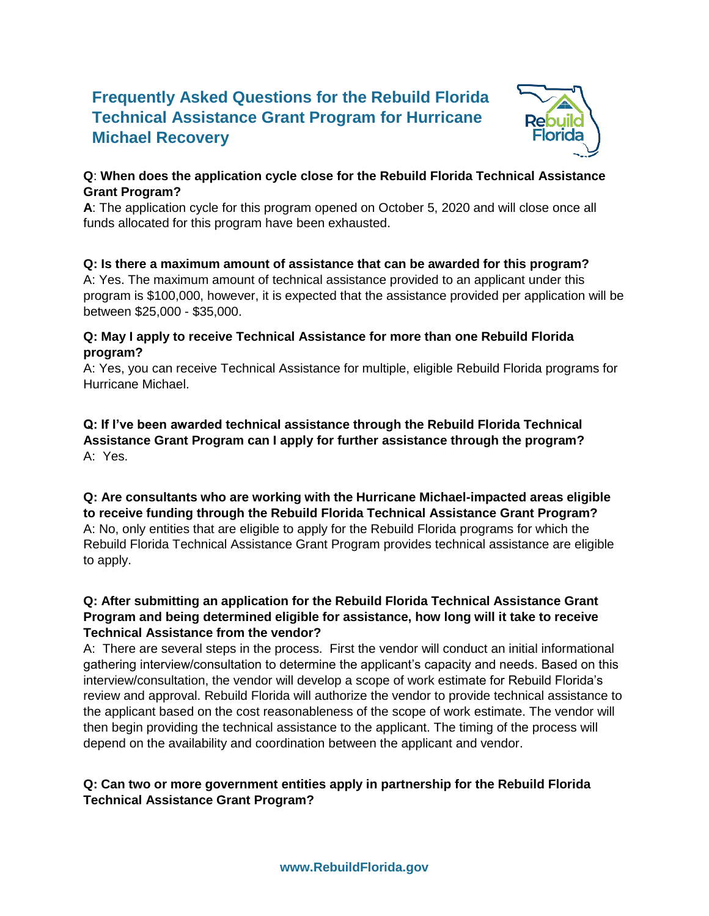# Frequently Asked Questions for the Rebuild Florida Technical Assistance Grant Program for Hurricane Michael Recovery

**Q**: **When does the application cycle close for the Rebuild Florida Technical Assistance Grant Program?**
**A**: The application cycle for this program opened on October 5, 2020 and will close once all funds allocated for this program have been exhausted.

**Q: Is there a maximum amount of assistance that can be awarded for this program?**
A: Yes. The maximum amount of technical assistance provided to an applicant under this program is $100,000, however, it is expected that the assistance provided per application will be between $25,000 - $35,000.

**Q: May I apply to receive Technical Assistance for more than one Rebuild Florida program?**
A: Yes, you can receive Technical Assistance for multiple, eligible Rebuild Florida programs for Hurricane Michael.

**Q: If I've been awarded technical assistance through the Rebuild Florida Technical Assistance Grant Program can I apply for further assistance through the program?**
A: Yes.

**Q: Are consultants who are working with the Hurricane Michael-impacted areas eligible to receive funding through the Rebuild Florida Technical Assistance Grant Program?**
A: No, only entities that are eligible to apply for the Rebuild Florida programs for which the Rebuild Florida Technical Assistance Grant Program provides technical assistance are eligible to apply.

**Q: After submitting an application for the Rebuild Florida Technical Assistance Grant Program and being determined eligible for assistance, how long will it take to receive Technical Assistance from the vendor?**
A: There are several steps in the process. First the vendor will conduct an initial informational gathering interview/consultation to determine the applicant's capacity and needs. Based on this interview/consultation, the vendor will develop a scope of work estimate for Rebuild Florida's review and approval. Rebuild Florida will authorize the vendor to provide technical assistance to the applicant based on the cost reasonableness of the scope of work estimate. The vendor will then begin providing the technical assistance to the applicant. The timing of the process will depend on the availability and coordination between the applicant and vendor.

**Q: Can two or more government entities apply in partnership for the Rebuild Florida Technical Assistance Grant Program?**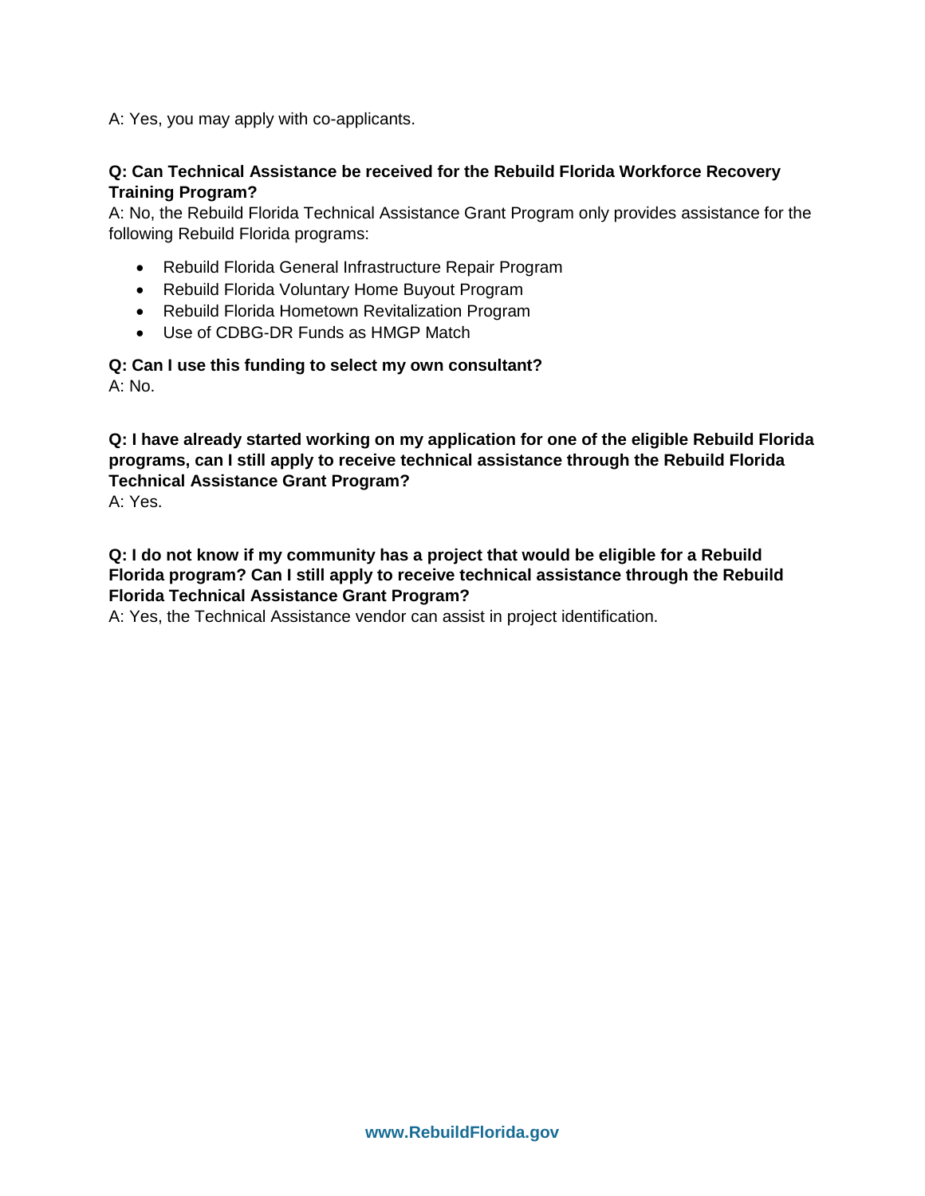A: Yes, you may apply with co-applicants.

**Q: Can Technical Assistance be received for the Rebuild Florida Workforce Recovery Training Program?**
A: No, the Rebuild Florida Technical Assistance Grant Program only provides assistance for the following Rebuild Florida programs:

- Rebuild Florida General Infrastructure Repair Program
- Rebuild Florida Voluntary Home Buyout Program
- Rebuild Florida Hometown Revitalization Program
- Use of CDBG-DR Funds as HMGP Match

**Q: Can I use this funding to select my own consultant?**
A: No.

**Q: I have already started working on my application for one of the eligible Rebuild Florida programs, can I still apply to receive technical assistance through the Rebuild Florida Technical Assistance Grant Program?**
A: Yes.

**Q: I do not know if my community has a project that would be eligible for a Rebuild Florida program? Can I still apply to receive technical assistance through the Rebuild Florida Technical Assistance Grant Program?**
A: Yes, the Technical Assistance vendor can assist in project identification.